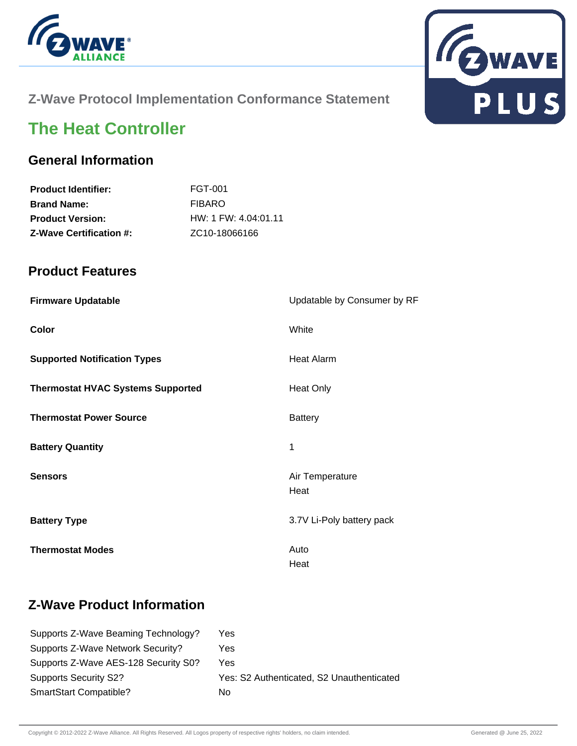Z-Wave Protocol Implementation Conformance Statement

# The Heat Controller

## General Information

| | |
|---|---|
| **Product Identifier:** | FGT-001 |
| **Brand Name:** | FIBARO |
| **Product Version:** | HW: 1 FW: 4.04:01.11 |
| **Z-Wave Certification #:** | ZC10-18066166 |

## Product Features

| | |
|---|---|
| **Firmware Updatable** | Updatable by Consumer by RF |
| **Color** | White |
| **Supported Notification Types** | Heat Alarm |
| **Thermostat HVAC Systems Supported** | Heat Only |
| **Thermostat Power Source** | Battery |
| **Battery Quantity** | 1 |
| **Sensors** | Air Temperature<br>Heat |
| **Battery Type** | 3.7V Li-Poly battery pack |
| **Thermostat Modes** | Auto<br>Heat |

## Z-Wave Product Information

| | |
|---|---|
| Supports Z-Wave Beaming Technology? | Yes |
| Supports Z-Wave Network Security? | Yes |
| Supports Z-Wave AES-128 Security S0? | Yes |
| Supports Security S2? | Yes: S2 Authenticated, S2 Unauthenticated |
| SmartStart Compatible? | No |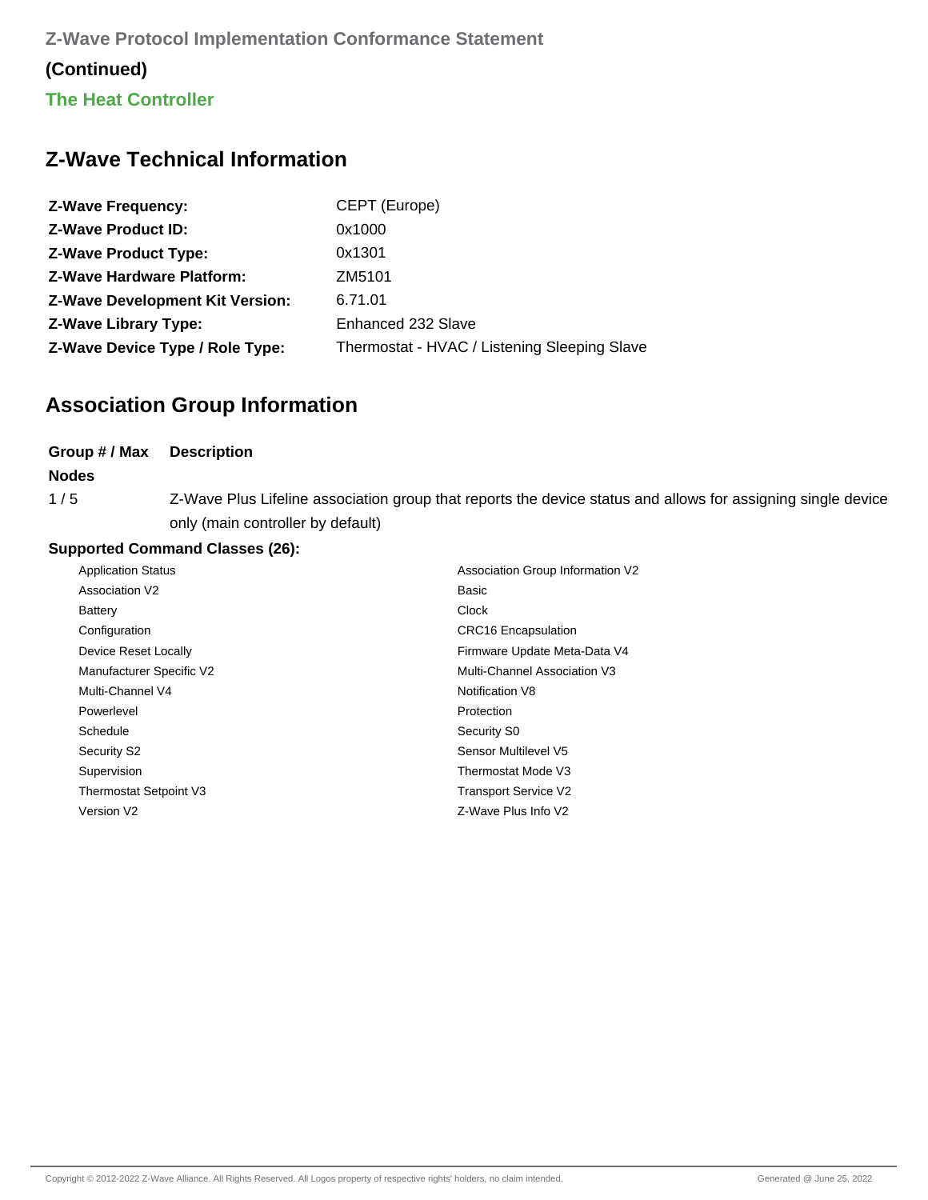Z-Wave Protocol Implementation Conformance Statement

**(Continued)**

**The Heat Controller**

## Z-Wave Technical Information

| | |
|---|---|
| **Z-Wave Frequency:** | CEPT (Europe) |
| **Z-Wave Product ID:** | 0x1000 |
| **Z-Wave Product Type:** | 0x1301 |
| **Z-Wave Hardware Platform:** | ZM5101 |
| **Z-Wave Development Kit Version:** | 6.71.01 |
| **Z-Wave Library Type:** | Enhanced 232 Slave |
| **Z-Wave Device Type / Role Type:** | Thermostat - HVAC / Listening Sleeping Slave |

## Association Group Information

| Group # / Max Nodes | Description |
|---|---|
| 1 / 5 | Z-Wave Plus Lifeline association group that reports the device status and allows for assigning single device only (main controller by default) |

**Supported Command Classes (26):**

- Application Status
- Association Group Information V2
- Association V2
- Basic
- Battery
- Clock
- Configuration
- CRC16 Encapsulation
- Device Reset Locally
- Firmware Update Meta-Data V4
- Manufacturer Specific V2
- Multi-Channel Association V3
- Multi-Channel V4
- Notification V8
- Powerlevel
- Protection
- Schedule
- Security S0
- Security S2
- Sensor Multilevel V5
- Supervision
- Thermostat Mode V3
- Thermostat Setpoint V3
- Transport Service V2
- Version V2
- Z-Wave Plus Info V2

Copyright © 2012-2022 Z-Wave Alliance. All Rights Reserved. All Logos property of respective rights' holders, no claim intended.

Generated @ June 25, 2022